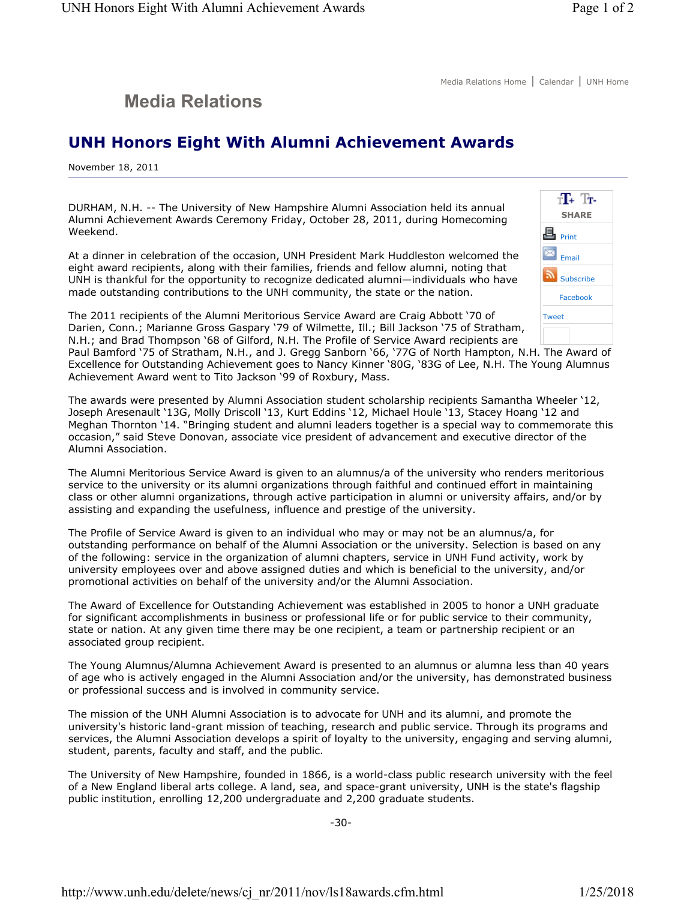# Media Relations

## UNH Honors Eight With Alumni Achievement Awards

November 18, 2011

DURHAM, N.H. -- The University of New Hampshire Alumni Association held its annual Alumni Achievement Awards Ceremony Friday, October 28, 2011, during Homecoming Weekend.

At a dinner in celebration of the occasion, UNH President Mark Huddleston welcomed the eight award recipients, along with their families, friends and fellow alumni, noting that UNH is thankful for the opportunity to recognize dedicated alumni—individuals who have made outstanding contributions to the UNH community, the state or the nation.

The 2011 recipients of the Alumni Meritorious Service Award are Craig Abbott '70 of Darien, Conn.; Marianne Gross Gaspary '79 of Wilmette, Ill.; Bill Jackson '75 of Stratham, N.H.; and Brad Thompson '68 of Gilford, N.H. The Profile of Service Award recipients are Paul Bamford '75 of Stratham, N.H., and J. Gregg Sanborn '66, '77G of North Hampton, N.H. The Award of Excellence for Outstanding Achievement goes to Nancy Kinner '80G, '83G of Lee, N.H. The Young Alumnus Achievement Award went to Tito Jackson '99 of Roxbury, Mass.

The awards were presented by Alumni Association student scholarship recipients Samantha Wheeler '12, Joseph Aresenault '13G, Molly Driscoll '13, Kurt Eddins '12, Michael Houle '13, Stacey Hoang '12 and Meghan Thornton '14. "Bringing student and alumni leaders together is a special way to commemorate this occasion," said Steve Donovan, associate vice president of advancement and executive director of the Alumni Association.

The Alumni Meritorious Service Award is given to an alumnus/a of the university who renders meritorious service to the university or its alumni organizations through faithful and continued effort in maintaining class or other alumni organizations, through active participation in alumni or university affairs, and/or by assisting and expanding the usefulness, influence and prestige of the university.

The Profile of Service Award is given to an individual who may or may not be an alumnus/a, for outstanding performance on behalf of the Alumni Association or the university. Selection is based on any of the following: service in the organization of alumni chapters, service in UNH Fund activity, work by university employees over and above assigned duties and which is beneficial to the university, and/or promotional activities on behalf of the university and/or the Alumni Association.

The Award of Excellence for Outstanding Achievement was established in 2005 to honor a UNH graduate for significant accomplishments in business or professional life or for public service to their community, state or nation. At any given time there may be one recipient, a team or partnership recipient or an associated group recipient.

The Young Alumnus/Alumna Achievement Award is presented to an alumnus or alumna less than 40 years of age who is actively engaged in the Alumni Association and/or the university, has demonstrated business or professional success and is involved in community service.

The mission of the UNH Alumni Association is to advocate for UNH and its alumni, and promote the university's historic land-grant mission of teaching, research and public service. Through its programs and services, the Alumni Association develops a spirit of loyalty to the university, engaging and serving alumni, student, parents, faculty and staff, and the public.

The University of New Hampshire, founded in 1866, is a world-class public research university with the feel of a New England liberal arts college. A land, sea, and space-grant university, UNH is the state's flagship public institution, enrolling 12,200 undergraduate and 2,200 graduate students.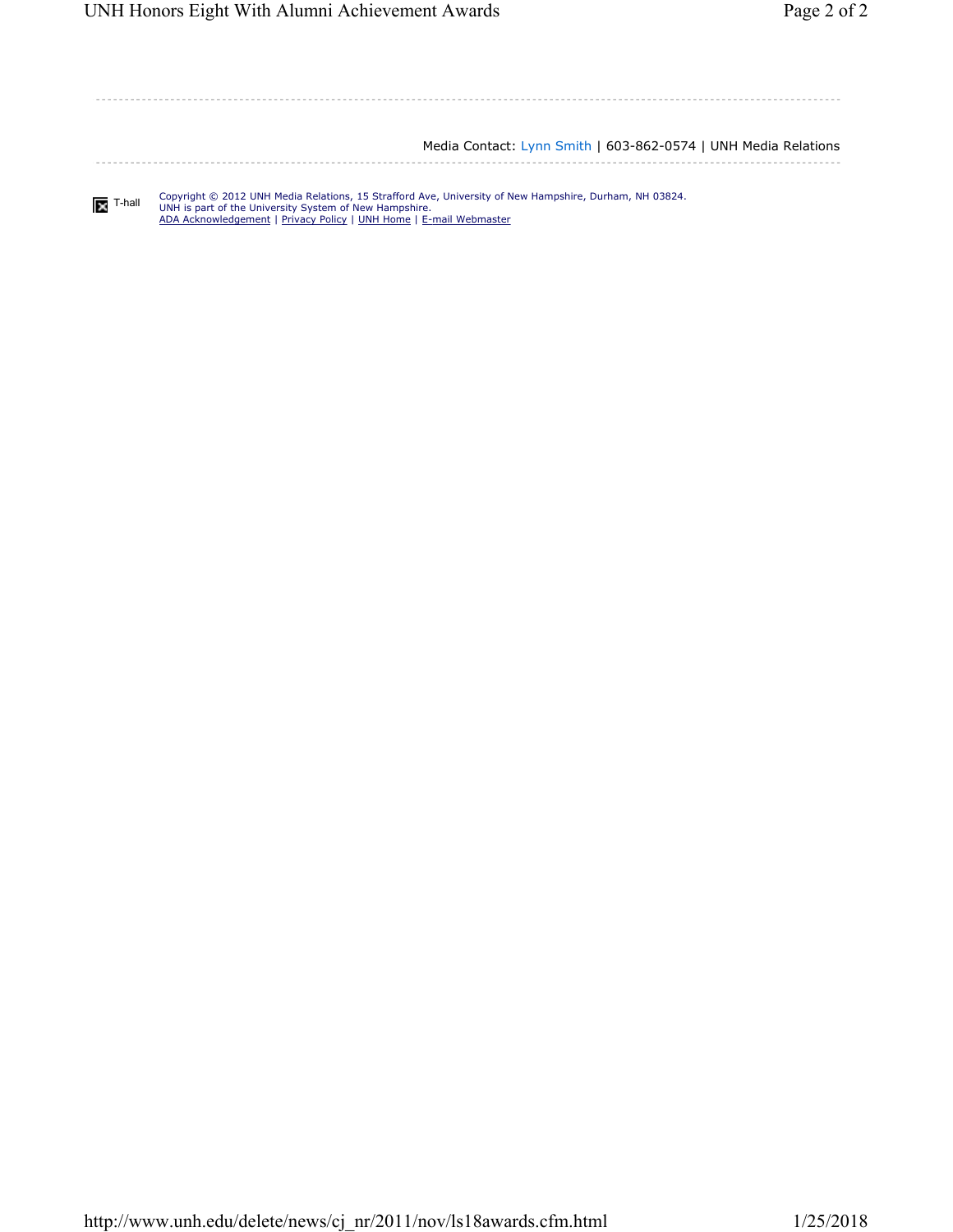---

Media Contact: Lynn Smith | 603-862-0574 | UNH Media Relations

---

T-hall

Copyright © 2012 UNH Media Relations, 15 Strafford Ave, University of New Hampshire, Durham, NH 03824.
UNH is part of the University System of New Hampshire.
ADA Acknowledgement | Privacy Policy | UNH Home | E-mail Webmaster